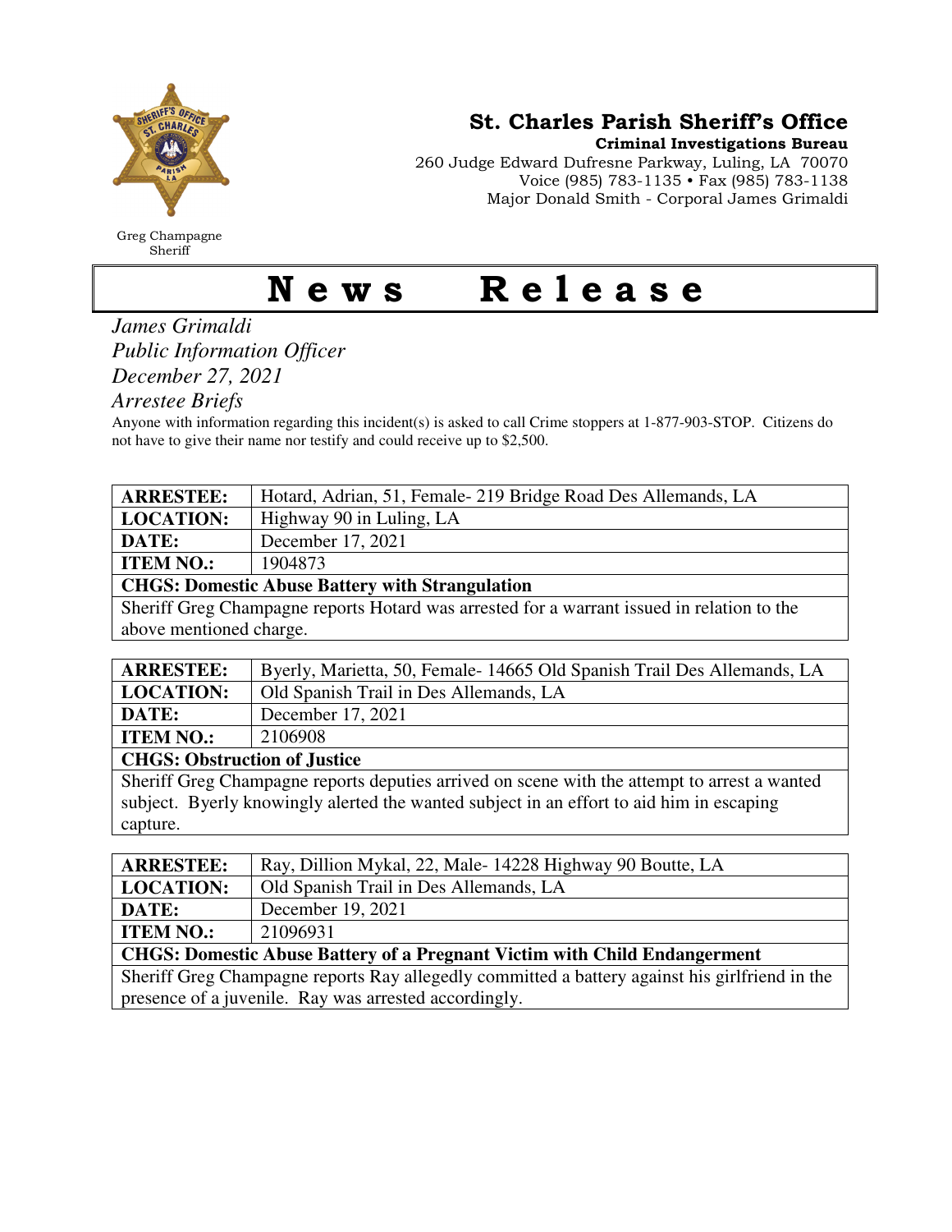Greg Champagne
Sheriff

## St. Charles Parish Sheriff's Office

**Criminal Investigations Bureau**
260 Judge Edward Dufresne Parkway, Luling, LA 70070
Voice (985) 783-1135 • Fax (985) 783-1138
Major Donald Smith - Corporal James Grimaldi

# News Release

*James Grimaldi*
*Public Information Officer*
*December 27, 2021*
*Arrestee Briefs*

Anyone with information regarding this incident(s) is asked to call Crime stoppers at 1-877-903-STOP. Citizens do not have to give their name nor testify and could receive up to $2,500.

| **ARRESTEE:** | Hotard, Adrian, 51, Female- 219 Bridge Road Des Allemands, LA |
|---|---|
| **LOCATION:** | Highway 90 in Luling, LA |
| **DATE:** | December 17, 2021 |
| **ITEM NO.:** | 1904873 |
| **CHGS: Domestic Abuse Battery with Strangulation** | |
| Sheriff Greg Champagne reports Hotard was arrested for a warrant issued in relation to the above mentioned charge. | |

| **ARRESTEE:** | Byerly, Marietta, 50, Female- 14665 Old Spanish Trail Des Allemands, LA |
|---|---|
| **LOCATION:** | Old Spanish Trail in Des Allemands, LA |
| **DATE:** | December 17, 2021 |
| **ITEM NO.:** | 2106908 |
| **CHGS: Obstruction of Justice** | |
| Sheriff Greg Champagne reports deputies arrived on scene with the attempt to arrest a wanted subject. Byerly knowingly alerted the wanted subject in an effort to aid him in escaping capture. | |

| **ARRESTEE:** | Ray, Dillion Mykal, 22, Male- 14228 Highway 90 Boutte, LA |
|---|---|
| **LOCATION:** | Old Spanish Trail in Des Allemands, LA |
| **DATE:** | December 19, 2021 |
| **ITEM NO.:** | 21096931 |
| **CHGS: Domestic Abuse Battery of a Pregnant Victim with Child Endangerment** | |
| Sheriff Greg Champagne reports Ray allegedly committed a battery against his girlfriend in the presence of a juvenile. Ray was arrested accordingly. | |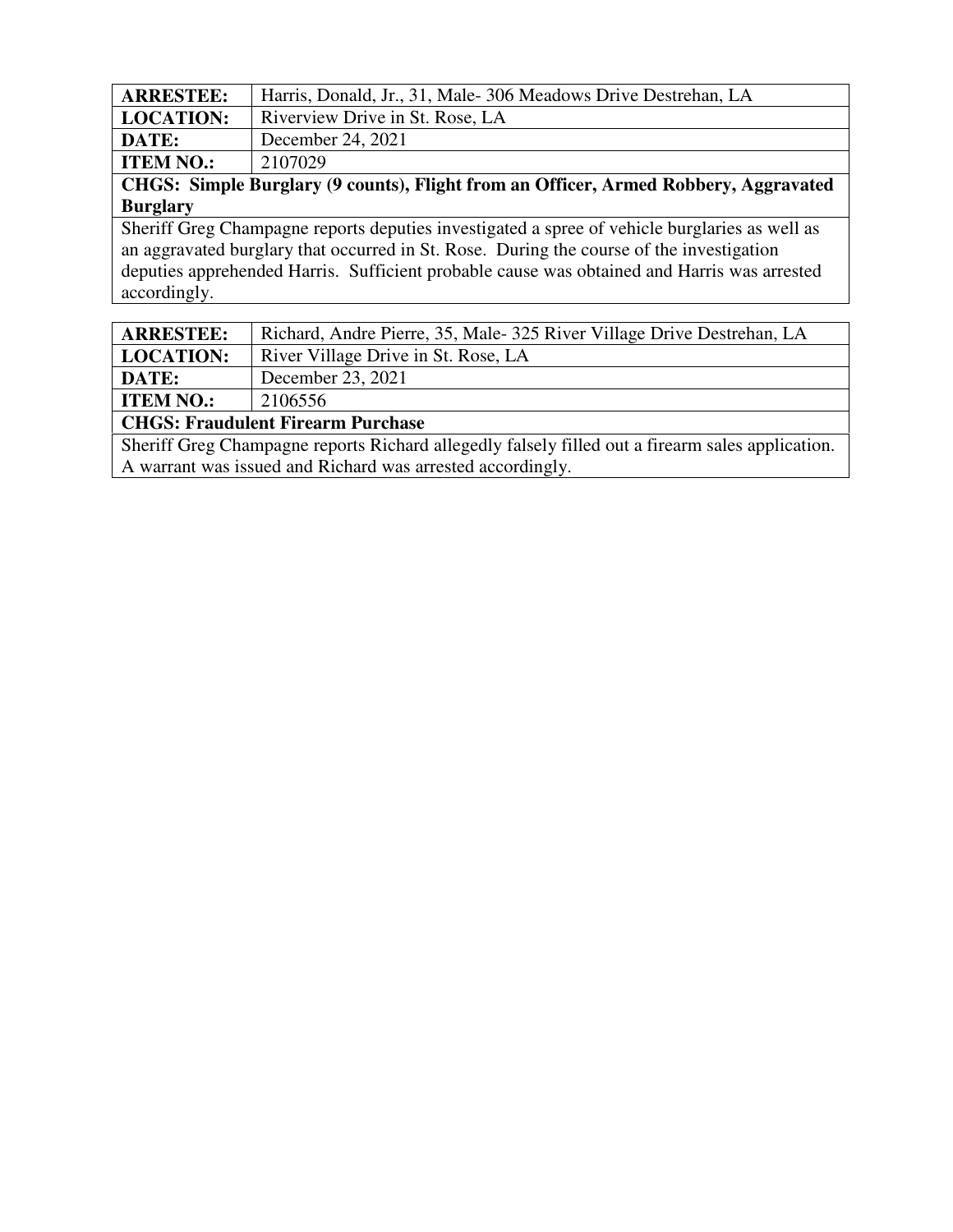| | |
|---|---|
| **ARRESTEE:** | Harris, Donald, Jr., 31, Male- 306 Meadows Drive Destrehan, LA |
| **LOCATION:** | Riverview Drive in St. Rose, LA |
| **DATE:** | December 24, 2021 |
| **ITEM NO.:** | 2107029 |
| **CHGS: Simple Burglary (9 counts), Flight from an Officer, Armed Robbery, Aggravated Burglary** | |
| Sheriff Greg Champagne reports deputies investigated a spree of vehicle burglaries as well as an aggravated burglary that occurred in St. Rose. During the course of the investigation deputies apprehended Harris. Sufficient probable cause was obtained and Harris was arrested accordingly. | |

| | |
|---|---|
| **ARRESTEE:** | Richard, Andre Pierre, 35, Male- 325 River Village Drive Destrehan, LA |
| **LOCATION:** | River Village Drive in St. Rose, LA |
| **DATE:** | December 23, 2021 |
| **ITEM NO.:** | 2106556 |
| **CHGS: Fraudulent Firearm Purchase** | |
| Sheriff Greg Champagne reports Richard allegedly falsely filled out a firearm sales application. A warrant was issued and Richard was arrested accordingly. | |